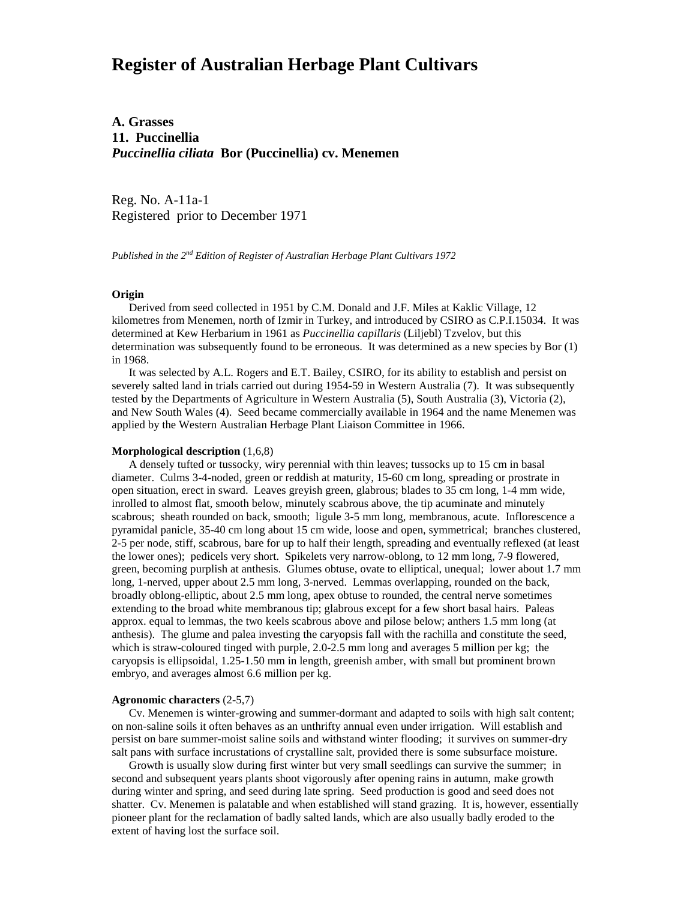# Register of Australian Herbage Plant Cultivars

## A. Grasses

## 11. Puccinellia

## *Puccinellia ciliata* Bor (Puccinellia) cv. Menemen

Reg. No. A-11a-1
Registered prior to December 1971

*Published in the 2nd Edition of Register of Australian Herbage Plant Cultivars 1972*

**Origin**

Derived from seed collected in 1951 by C.M. Donald and J.F. Miles at Kaklic Village, 12 kilometres from Menemen, north of Izmir in Turkey, and introduced by CSIRO as C.P.I.15034. It was determined at Kew Herbarium in 1961 as *Puccinellia capillaris* (Liljebl) Tzvelov, but this determination was subsequently found to be erroneous. It was determined as a new species by Bor (1) in 1968.

It was selected by A.L. Rogers and E.T. Bailey, CSIRO, for its ability to establish and persist on severely salted land in trials carried out during 1954-59 in Western Australia (7). It was subsequently tested by the Departments of Agriculture in Western Australia (5), South Australia (3), Victoria (2), and New South Wales (4). Seed became commercially available in 1964 and the name Menemen was applied by the Western Australian Herbage Plant Liaison Committee in 1966.

**Morphological description** (1,6,8)

A densely tufted or tussocky, wiry perennial with thin leaves; tussocks up to 15 cm in basal diameter. Culms 3-4-noded, green or reddish at maturity, 15-60 cm long, spreading or prostrate in open situation, erect in sward. Leaves greyish green, glabrous; blades to 35 cm long, 1-4 mm wide, inrolled to almost flat, smooth below, minutely scabrous above, the tip acuminate and minutely scabrous; sheath rounded on back, smooth; ligule 3-5 mm long, membranous, acute. Inflorescence a pyramidal panicle, 35-40 cm long about 15 cm wide, loose and open, symmetrical; branches clustered, 2-5 per node, stiff, scabrous, bare for up to half their length, spreading and eventually reflexed (at least the lower ones); pedicels very short. Spikelets very narrow-oblong, to 12 mm long, 7-9 flowered, green, becoming purplish at anthesis. Glumes obtuse, ovate to elliptical, unequal; lower about 1.7 mm long, 1-nerved, upper about 2.5 mm long, 3-nerved. Lemmas overlapping, rounded on the back, broadly oblong-elliptic, about 2.5 mm long, apex obtuse to rounded, the central nerve sometimes extending to the broad white membranous tip; glabrous except for a few short basal hairs. Paleas approx. equal to lemmas, the two keels scabrous above and pilose below; anthers 1.5 mm long (at anthesis). The glume and palea investing the caryopsis fall with the rachilla and constitute the seed, which is straw-coloured tinged with purple, 2.0-2.5 mm long and averages 5 million per kg; the caryopsis is ellipsoidal, 1.25-1.50 mm in length, greenish amber, with small but prominent brown embryo, and averages almost 6.6 million per kg.

**Agronomic characters** (2-5,7)

Cv. Menemen is winter-growing and summer-dormant and adapted to soils with high salt content; on non-saline soils it often behaves as an unthrifty annual even under irrigation. Will establish and persist on bare summer-moist saline soils and withstand winter flooding; it survives on summer-dry salt pans with surface incrustations of crystalline salt, provided there is some subsurface moisture.

Growth is usually slow during first winter but very small seedlings can survive the summer; in second and subsequent years plants shoot vigorously after opening rains in autumn, make growth during winter and spring, and seed during late spring. Seed production is good and seed does not shatter. Cv. Menemen is palatable and when established will stand grazing. It is, however, essentially pioneer plant for the reclamation of badly salted lands, which are also usually badly eroded to the extent of having lost the surface soil.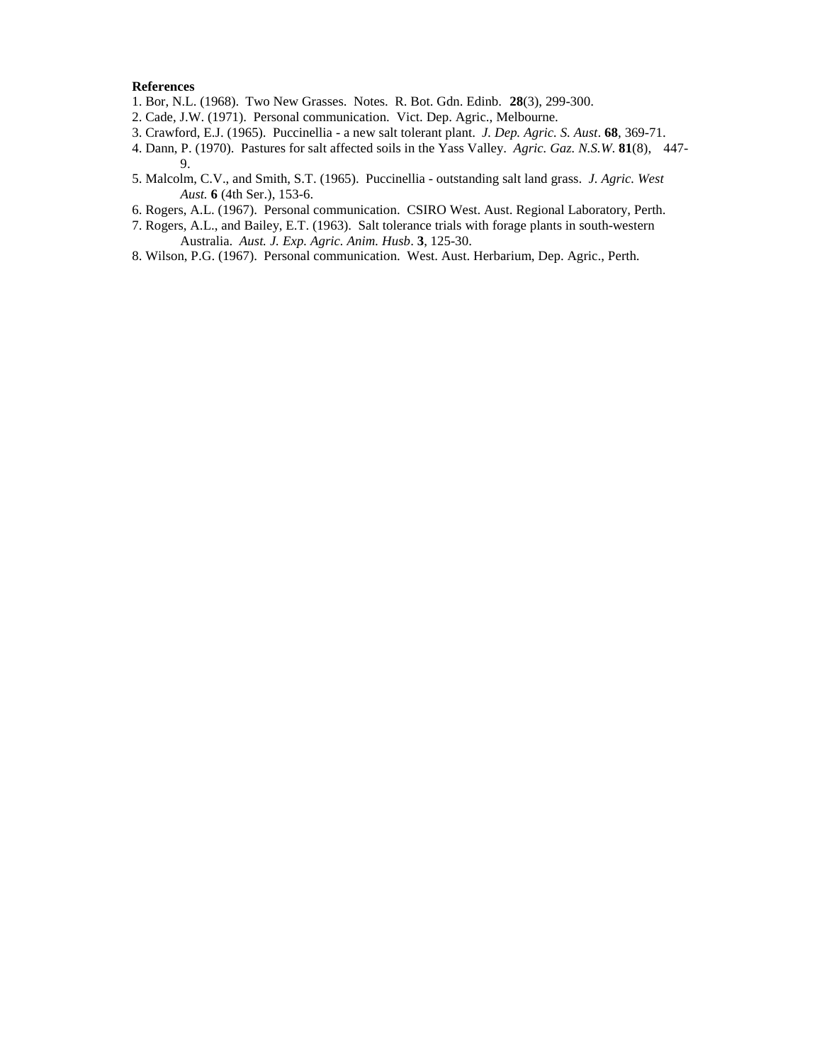**References**

1. Bor, N.L. (1968). Two New Grasses. Notes. R. Bot. Gdn. Edinb. **28**(3), 299-300.
2. Cade, J.W. (1971). Personal communication. Vict. Dep. Agric., Melbourne.
3. Crawford, E.J. (1965). Puccinellia - a new salt tolerant plant. *J. Dep. Agric. S. Aust*. **68**, 369-71.
4. Dann, P. (1970). Pastures for salt affected soils in the Yass Valley. *Agric. Gaz. N.S.W.* **81**(8), 447-9.
5. Malcolm, C.V., and Smith, S.T. (1965). Puccinellia - outstanding salt land grass. *J. Agric. West Aust.* **6** (4th Ser.), 153-6.
6. Rogers, A.L. (1967). Personal communication. CSIRO West. Aust. Regional Laboratory, Perth.
7. Rogers, A.L., and Bailey, E.T. (1963). Salt tolerance trials with forage plants in south-western Australia. *Aust. J. Exp. Agric. Anim. Husb*. **3**, 125-30.
8. Wilson, P.G. (1967). Personal communication. West. Aust. Herbarium, Dep. Agric., Perth.